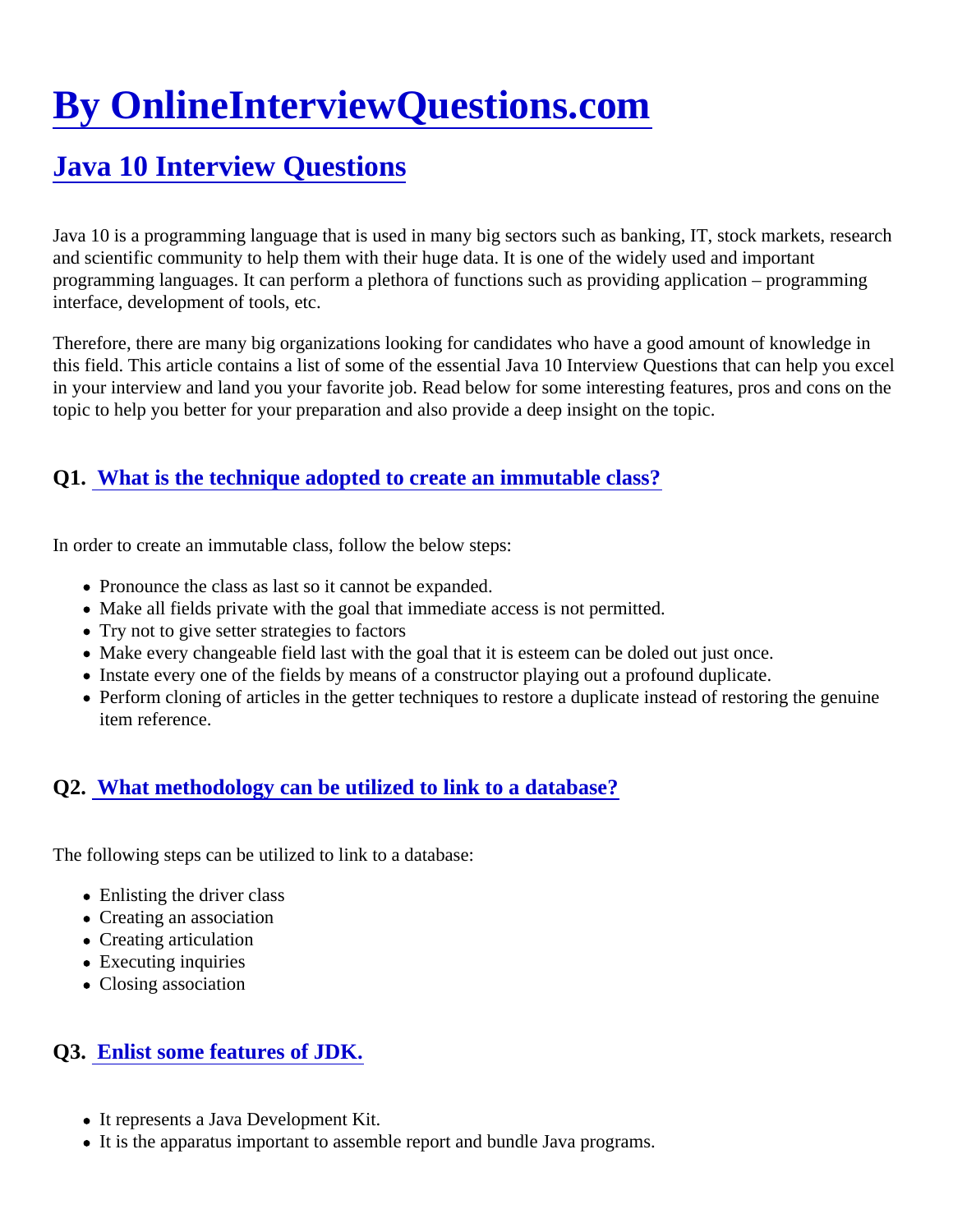# By OnlineInterviewQuestions.com

## Java 10 Interview Questions

Java 10 is a programming language that is used in many big sectors such as banking, IT, stock markets, research and scientific community to help them with their huge data. It is one of the widely used and important programming languages. It can perform a plethora of functions such as providing application – programming interface, development of tools, etc.

Therefore, there are many big organizations looking for candidates who have a good amount of knowledge in this field. This article contains a list of some of the essential Java 10 Interview Questions that can help you excel in your interview and land you your favorite job. Read below for some interesting features, pros and cons on the topic to help you better for your preparation and also provide a deep insight on the topic.

### Q1. What is the technique adopted to create an immutable class?

In order to create an immutable class, follow the below steps:

- Pronounce the class as last so it cannot be expanded.
- Make all fields private with the goal that immediate access is not permitted.
- Try not to give setter strategies to factors
- Make every changeable field last with the goal that it is esteem can be doled out just once.
- Instate every one of the fields by means of a constructor playing out a profound duplicate.
- Perform cloning of articles in the getter techniques to restore a duplicate instead of restoring the genuine item reference.

### Q2. What methodology can be utilized to link to a database?

The following steps can be utilized to link to a database:

- Enlisting the driver class
- Creating an association
- Creating articulation
- Executing inquiries
- Closing association

### Q3. Enlist some features of JDK.

- It represents a Java Development Kit.
- It is the apparatus important to assemble report and bundle Java programs.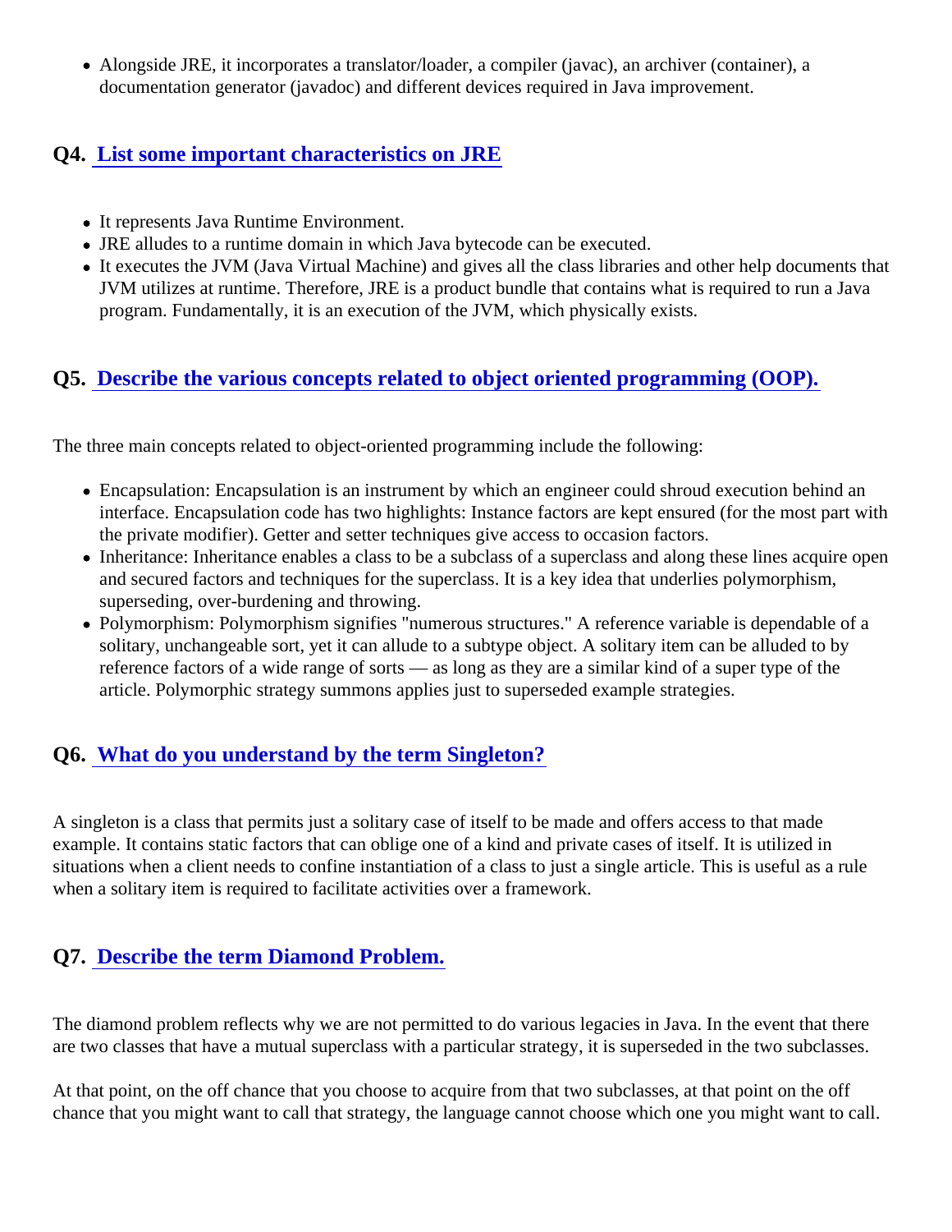- Alongside JRE, it incorporates a translator/loader, a compiler (javac), an archiver (container), a documentation generator (javadoc) and different devices required in Java improvement.

## Q4. List some important characteristics on JRE

- It represents Java Runtime Environment.
- JRE alludes to a runtime domain in which Java bytecode can be executed.
- It executes the JVM (Java Virtual Machine) and gives all the class libraries and other help documents that JVM utilizes at runtime. Therefore, JRE is a product bundle that contains what is required to run a Java program. Fundamentally, it is an execution of the JVM, which physically exists.

## Q5. Describe the various concepts related to object oriented programming (OOP).

The three main concepts related to object-oriented programming include the following:

- Encapsulation: Encapsulation is an instrument by which an engineer could shroud execution behind an interface. Encapsulation code has two highlights: Instance factors are kept ensured (for the most part with the private modifier). Getter and setter techniques give access to occasion factors.
- Inheritance: Inheritance enables a class to be a subclass of a superclass and along these lines acquire open and secured factors and techniques for the superclass. It is a key idea that underlies polymorphism, superseding, over-burdening and throwing.
- Polymorphism: Polymorphism signifies "numerous structures." A reference variable is dependable of a solitary, unchangeable sort, yet it can allude to a subtype object. A solitary item can be alluded to by reference factors of a wide range of sorts — as long as they are a similar kind of a super type of the article. Polymorphic strategy summons applies just to superseded example strategies.

## Q6. What do you understand by the term Singleton?

A singleton is a class that permits just a solitary case of itself to be made and offers access to that made example. It contains static factors that can oblige one of a kind and private cases of itself. It is utilized in situations when a client needs to confine instantiation of a class to just a single article. This is useful as a rule when a solitary item is required to facilitate activities over a framework.

## Q7. Describe the term Diamond Problem.

The diamond problem reflects why we are not permitted to do various legacies in Java. In the event that there are two classes that have a mutual superclass with a particular strategy, it is superseded in the two subclasses.

At that point, on the off chance that you choose to acquire from that two subclasses, at that point on the off chance that you might want to call that strategy, the language cannot choose which one you might want to call.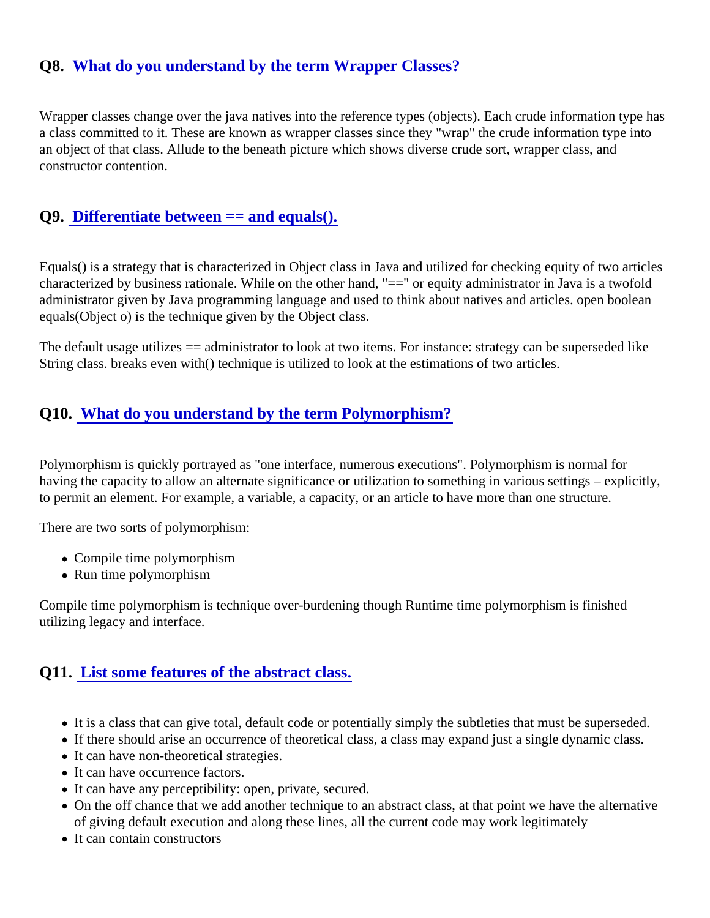### Q8. What do you understand by the term Wrapper Classes?

Wrapper classes change over the java natives into the reference types (objects). Each crude information type has a class committed to it. These are known as wrapper classes since they "wrap" the crude information type into an object of that class. Allude to the beneath picture which shows diverse crude sort, wrapper class, and constructor contention.

### Q9. Differentiate between == and equals().

Equals() is a strategy that is characterized in Object class in Java and utilized for checking equity of two articles characterized by business rationale. While on the other hand, "==" or equity administrator in Java is a twofold administrator given by Java programming language and used to think about natives and articles. open boolean equals(Object o) is the technique given by the Object class.

The default usage utilizes == administrator to look at two items. For instance: strategy can be superseded like String class. breaks even with() technique is utilized to look at the estimations of two articles.

### Q10. What do you understand by the term Polymorphism?

Polymorphism is quickly portrayed as "one interface, numerous executions". Polymorphism is normal for having the capacity to allow an alternate significance or utilization to something in various settings – explicitly, to permit an element. For example, a variable, a capacity, or an article to have more than one structure.

There are two sorts of polymorphism:

- Compile time polymorphism
- Run time polymorphism

Compile time polymorphism is technique over-burdening though Runtime time polymorphism is finished utilizing legacy and interface.

### Q11. List some features of the abstract class.

- It is a class that can give total, default code or potentially simply the subtleties that must be superseded.
- If there should arise an occurrence of theoretical class, a class may expand just a single dynamic class.
- It can have non-theoretical strategies.
- It can have occurrence factors.
- It can have any perceptibility: open, private, secured.
- On the off chance that we add another technique to an abstract class, at that point we have the alternative of giving default execution and along these lines, all the current code may work legitimately
- It can contain constructors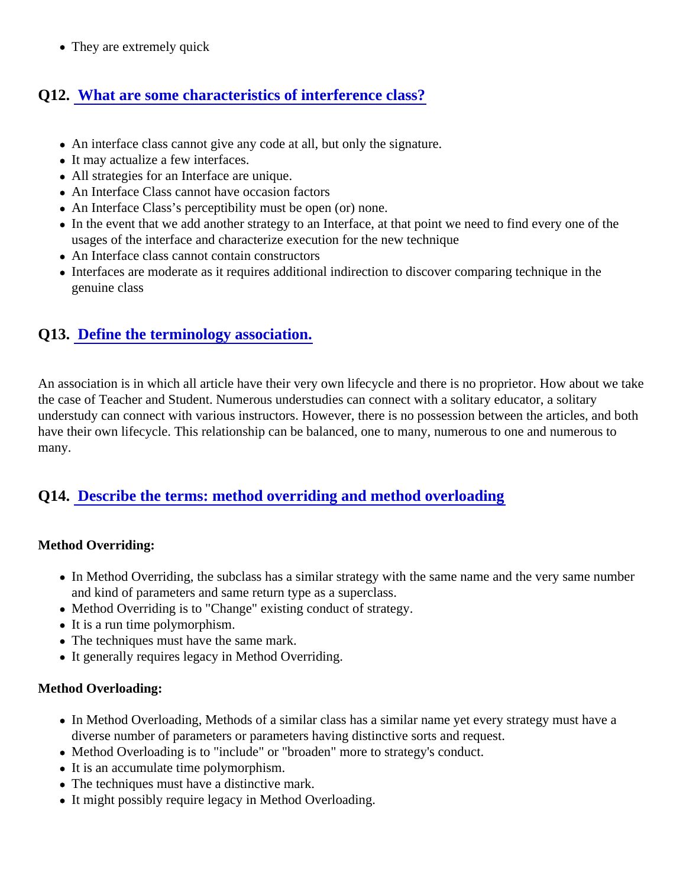- They are extremely quick

## Q12. What are some characteristics of interference class?

- An interface class cannot give any code at all, but only the signature.
- It may actualize a few interfaces.
- All strategies for an Interface are unique.
- An Interface Class cannot have occasion factors
- An Interface Class's perceptibility must be open (or) none.
- In the event that we add another strategy to an Interface, at that point we need to find every one of the usages of the interface and characterize execution for the new technique
- An Interface class cannot contain constructors
- Interfaces are moderate as it requires additional indirection to discover comparing technique in the genuine class

## Q13. Define the terminology association.

An association is in which all article have their very own lifecycle and there is no proprietor. How about we take the case of Teacher and Student. Numerous understudies can connect with a solitary educator, a solitary understudy can connect with various instructors. However, there is no possession between the articles, and both have their own lifecycle. This relationship can be balanced, one to many, numerous to one and numerous to many.

## Q14. Describe the terms: method overriding and method overloading

**Method Overriding:**

- In Method Overriding, the subclass has a similar strategy with the same name and the very same number and kind of parameters and same return type as a superclass.
- Method Overriding is to "Change" existing conduct of strategy.
- It is a run time polymorphism.
- The techniques must have the same mark.
- It generally requires legacy in Method Overriding.

**Method Overloading:**

- In Method Overloading, Methods of a similar class has a similar name yet every strategy must have a diverse number of parameters or parameters having distinctive sorts and request.
- Method Overloading is to "include" or "broaden" more to strategy's conduct.
- It is an accumulate time polymorphism.
- The techniques must have a distinctive mark.
- It might possibly require legacy in Method Overloading.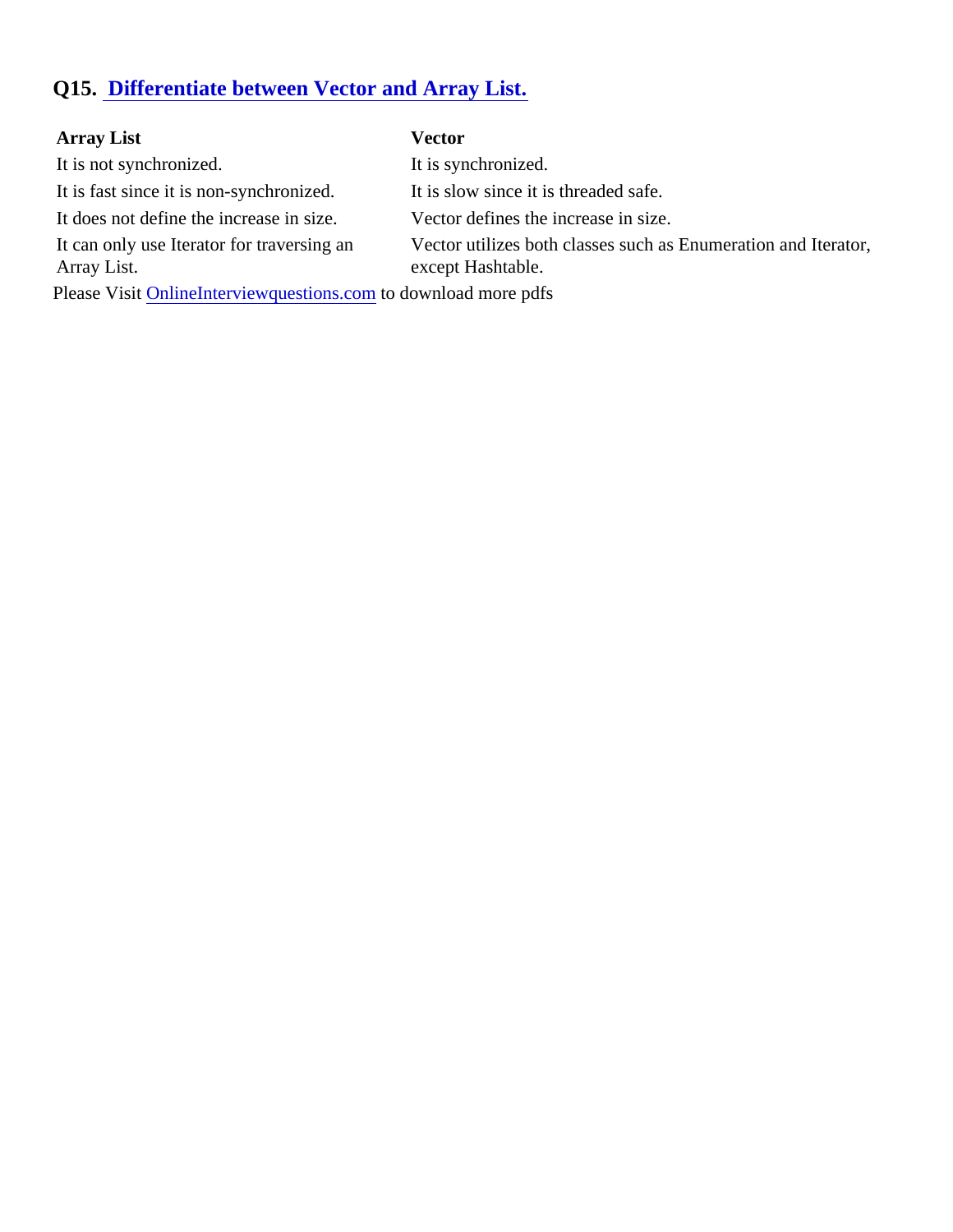## Q15. Differentiate between Vector and Array List.

| Array List | Vector |
| --- | --- |
| It is not synchronized. | It is synchronized. |
| It is fast since it is non-synchronized. | It is slow since it is threaded safe. |
| It does not define the increase in size. | Vector defines the increase in size. |
| It can only use Iterator for traversing an Array List. | Vector utilizes both classes such as Enumeration and Iterator, except Hashtable. |

Please Visit OnlineInterviewquestions.com to download more pdfs